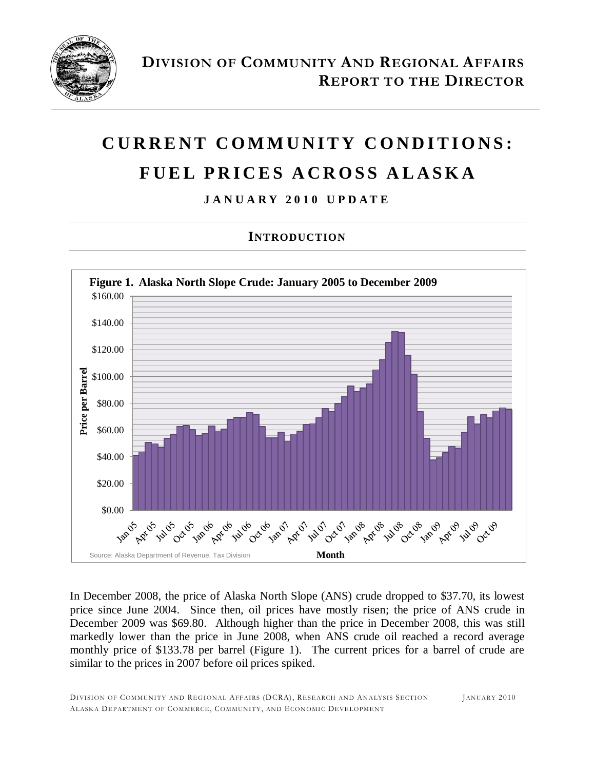# DIVISION OF COMMUNITY AND REGIONAL AFFAIRS
## REPORT TO THE DIRECTOR

# CURRENT COMMUNITY CONDITIONS: FUEL PRICES ACROSS ALASKA

### JANUARY 2010 UPDATE

## INTRODUCTION

**Figure 1. Alaska North Slope Crude: January 2005 to December 2009**

Source: Alaska Department of Revenue, Tax Division

In December 2008, the price of Alaska North Slope (ANS) crude dropped to $37.70, its lowest price since June 2004. Since then, oil prices have mostly risen; the price of ANS crude in December 2009 was $69.80. Although higher than the price in December 2008, this was still markedly lower than the price in June 2008, when ANS crude oil reached a record average monthly price of $133.78 per barrel (Figure 1). The current prices for a barrel of crude are similar to the prices in 2007 before oil prices spiked.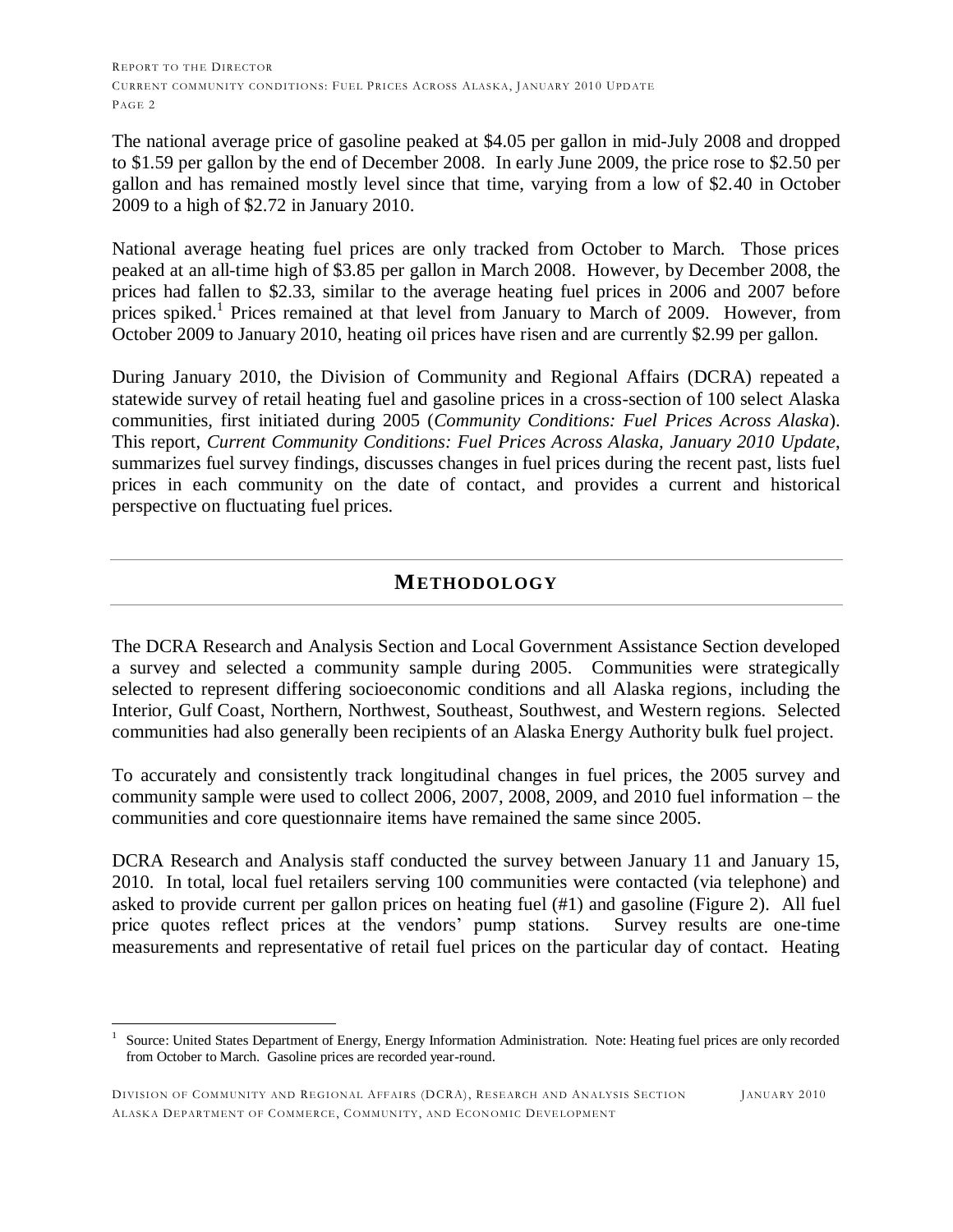The national average price of gasoline peaked at $4.05 per gallon in mid-July 2008 and dropped to $1.59 per gallon by the end of December 2008. In early June 2009, the price rose to $2.50 per gallon and has remained mostly level since that time, varying from a low of $2.40 in October 2009 to a high of $2.72 in January 2010.

National average heating fuel prices are only tracked from October to March. Those prices peaked at an all-time high of $3.85 per gallon in March 2008. However, by December 2008, the prices had fallen to $2.33, similar to the average heating fuel prices in 2006 and 2007 before prices spiked.[1] Prices remained at that level from January to March of 2009. However, from October 2009 to January 2010, heating oil prices have risen and are currently $2.99 per gallon.

During January 2010, the Division of Community and Regional Affairs (DCRA) repeated a statewide survey of retail heating fuel and gasoline prices in a cross-section of 100 select Alaska communities, first initiated during 2005 (*Community Conditions: Fuel Prices Across Alaska*). This report, *Current Community Conditions: Fuel Prices Across Alaska, January 2010 Update*, summarizes fuel survey findings, discusses changes in fuel prices during the recent past, lists fuel prices in each community on the date of contact, and provides a current and historical perspective on fluctuating fuel prices.

## METHODOLOGY

The DCRA Research and Analysis Section and Local Government Assistance Section developed a survey and selected a community sample during 2005. Communities were strategically selected to represent differing socioeconomic conditions and all Alaska regions, including the Interior, Gulf Coast, Northern, Northwest, Southeast, Southwest, and Western regions. Selected communities had also generally been recipients of an Alaska Energy Authority bulk fuel project.

To accurately and consistently track longitudinal changes in fuel prices, the 2005 survey and community sample were used to collect 2006, 2007, 2008, 2009, and 2010 fuel information – the communities and core questionnaire items have remained the same since 2005.

DCRA Research and Analysis staff conducted the survey between January 11 and January 15, 2010. In total, local fuel retailers serving 100 communities were contacted (via telephone) and asked to provide current per gallon prices on heating fuel (#1) and gasoline (Figure 2). All fuel price quotes reflect prices at the vendors' pump stations. Survey results are one-time measurements and representative of retail fuel prices on the particular day of contact. Heating

[1] Source: United States Department of Energy, Energy Information Administration. Note: Heating fuel prices are only recorded from October to March. Gasoline prices are recorded year-round.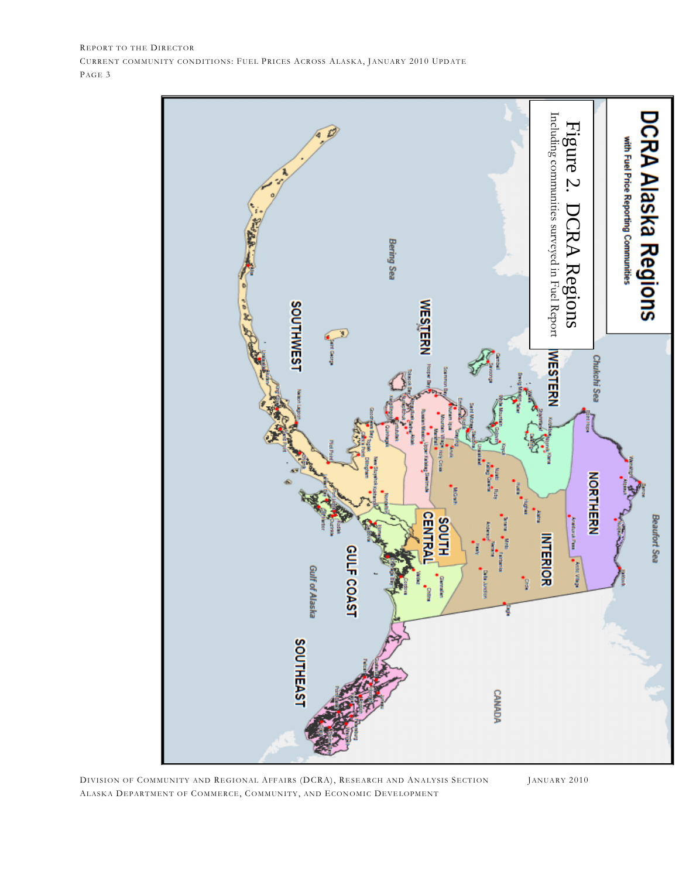# DCRA Alaska Regions

with Fuel Price Reporting Communities

Figure 2. DCRA Regions
Including communities surveyed in Fuel Report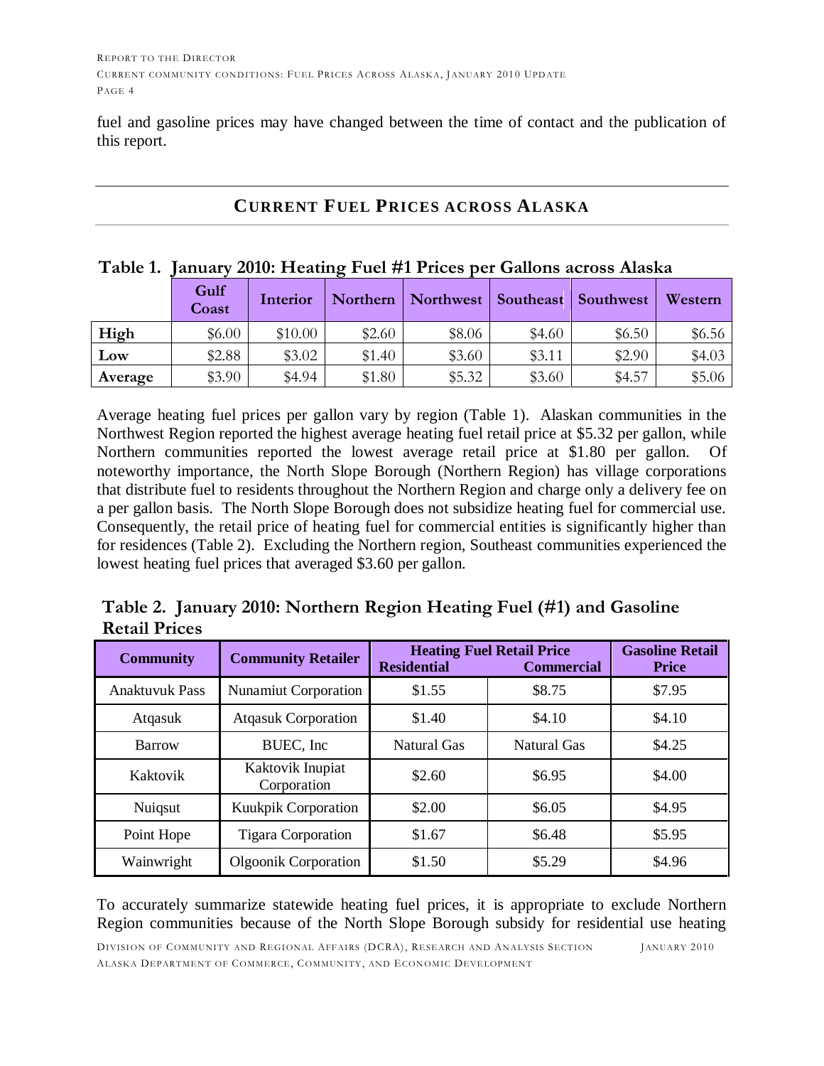fuel and gasoline prices may have changed between the time of contact and the publication of this report.

## CURRENT FUEL PRICES ACROSS ALASKA

**Table 1. January 2010: Heating Fuel #1 Prices per Gallons across Alaska**

| | Gulf Coast | Interior | Northern | Northwest | Southeast | Southwest | Western |
|---|---|---|---|---|---|---|---|
| **High** | $6.00 | $10.00 | $2.60 | $8.06 | $4.60 | $6.50 | $6.56 |
| **Low** | $2.88 | $3.02 | $1.40 | $3.60 | $3.11 | $2.90 | $4.03 |
| **Average** | $3.90 | $4.94 | $1.80 | $5.32 | $3.60 | $4.57 | $5.06 |

Average heating fuel prices per gallon vary by region (Table 1). Alaskan communities in the Northwest Region reported the highest average heating fuel retail price at $5.32 per gallon, while Northern communities reported the lowest average retail price at $1.80 per gallon. Of noteworthy importance, the North Slope Borough (Northern Region) has village corporations that distribute fuel to residents throughout the Northern Region and charge only a delivery fee on a per gallon basis. The North Slope Borough does not subsidize heating fuel for commercial use. Consequently, the retail price of heating fuel for commercial entities is significantly higher than for residences (Table 2). Excluding the Northern region, Southeast communities experienced the lowest heating fuel prices that averaged $3.60 per gallon.

**Table 2. January 2010: Northern Region Heating Fuel (#1) and Gasoline Retail Prices**

| Community | Community Retailer | Heating Fuel Retail Price | | Gasoline Retail Price |
|---|---|---|---|---|
| | | Residential | Commercial | |
| Anaktuvuk Pass | Nunamiut Corporation | $1.55 | $8.75 | $7.95 |
| Atqasuk | Atqasuk Corporation | $1.40 | $4.10 | $4.10 |
| Barrow | BUEC, Inc | Natural Gas | Natural Gas | $4.25 |
| Kaktovik | Kaktovik Inupiat Corporation | $2.60 | $6.95 | $4.00 |
| Nuiqsut | Kuukpik Corporation | $2.00 | $6.05 | $4.95 |
| Point Hope | Tigara Corporation | $1.67 | $6.48 | $5.95 |
| Wainwright | Olgoonik Corporation | $1.50 | $5.29 | $4.96 |

To accurately summarize statewide heating fuel prices, it is appropriate to exclude Northern Region communities because of the North Slope Borough subsidy for residential use heating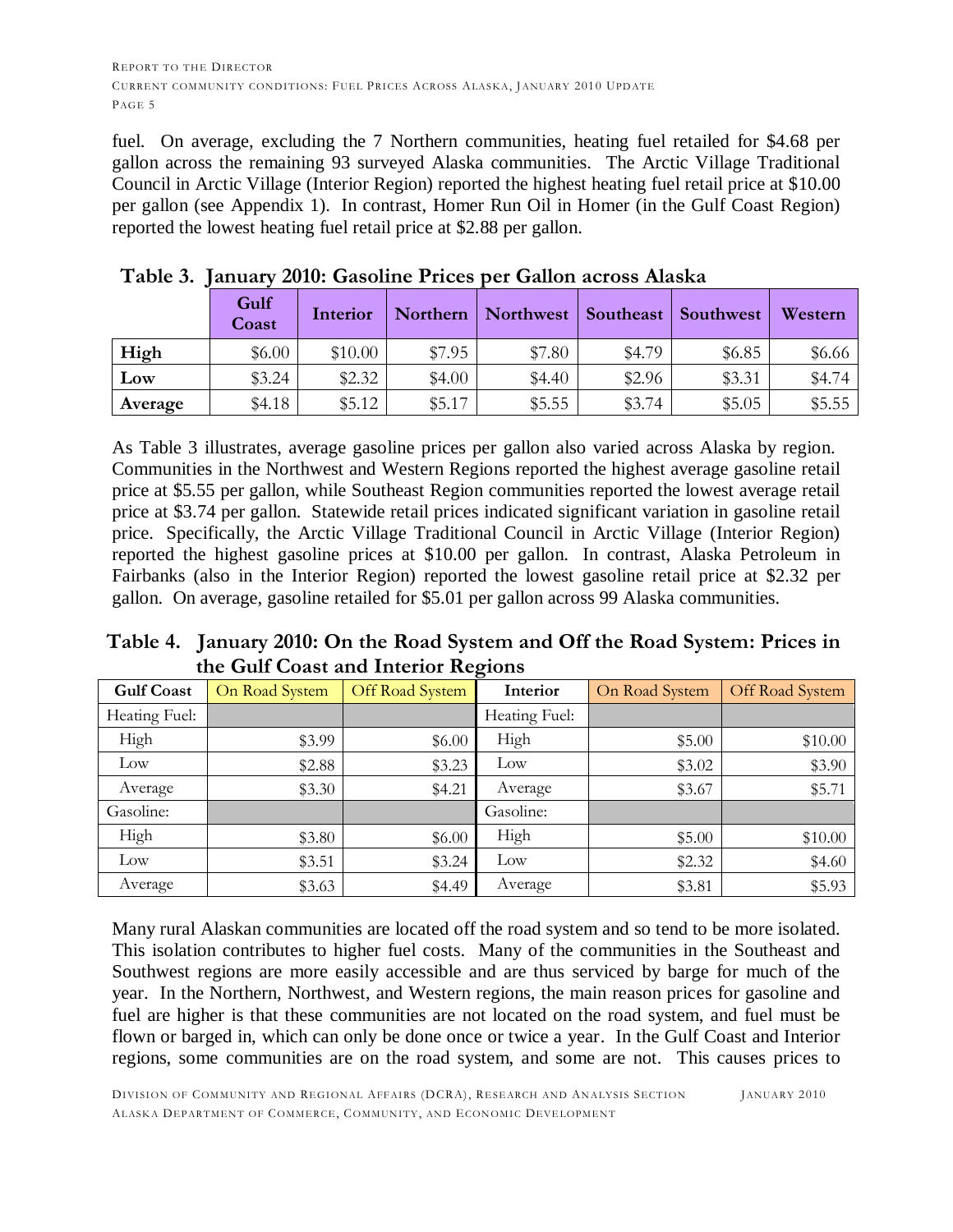fuel. On average, excluding the 7 Northern communities, heating fuel retailed for $4.68 per gallon across the remaining 93 surveyed Alaska communities. The Arctic Village Traditional Council in Arctic Village (Interior Region) reported the highest heating fuel retail price at $10.00 per gallon (see Appendix 1). In contrast, Homer Run Oil in Homer (in the Gulf Coast Region) reported the lowest heating fuel retail price at $2.88 per gallon.

**Table 3. January 2010: Gasoline Prices per Gallon across Alaska**

| | Gulf Coast | Interior | Northern | Northwest | Southeast | Southwest | Western |
|---|---|---|---|---|---|---|---|
| **High** | $6.00 | $10.00 | $7.95 | $7.80 | $4.79 | $6.85 | $6.66 |
| **Low** | $3.24 | $2.32 | $4.00 | $4.40 | $2.96 | $3.31 | $4.74 |
| **Average** | $4.18 | $5.12 | $5.17 | $5.55 | $3.74 | $5.05 | $5.55 |

As Table 3 illustrates, average gasoline prices per gallon also varied across Alaska by region. Communities in the Northwest and Western Regions reported the highest average gasoline retail price at $5.55 per gallon, while Southeast Region communities reported the lowest average retail price at $3.74 per gallon. Statewide retail prices indicated significant variation in gasoline retail price. Specifically, the Arctic Village Traditional Council in Arctic Village (Interior Region) reported the highest gasoline prices at $10.00 per gallon. In contrast, Alaska Petroleum in Fairbanks (also in the Interior Region) reported the lowest gasoline retail price at $2.32 per gallon. On average, gasoline retailed for $5.01 per gallon across 99 Alaska communities.

**Table 4. January 2010: On the Road System and Off the Road System: Prices in the Gulf Coast and Interior Regions**

| Gulf Coast | On Road System | Off Road System | Interior | On Road System | Off Road System |
|---|---|---|---|---|---|
| Heating Fuel: | | | Heating Fuel: | | |
| High | $3.99 | $6.00 | High | $5.00 | $10.00 |
| Low | $2.88 | $3.23 | Low | $3.02 | $3.90 |
| Average | $3.30 | $4.21 | Average | $3.67 | $5.71 |
| Gasoline: | | | Gasoline: | | |
| High | $3.80 | $6.00 | High | $5.00 | $10.00 |
| Low | $3.51 | $3.24 | Low | $2.32 | $4.60 |
| Average | $3.63 | $4.49 | Average | $3.81 | $5.93 |

Many rural Alaskan communities are located off the road system and so tend to be more isolated. This isolation contributes to higher fuel costs. Many of the communities in the Southeast and Southwest regions are more easily accessible and are thus serviced by barge for much of the year. In the Northern, Northwest, and Western regions, the main reason prices for gasoline and fuel are higher is that these communities are not located on the road system, and fuel must be flown or barged in, which can only be done once or twice a year. In the Gulf Coast and Interior regions, some communities are on the road system, and some are not. This causes prices to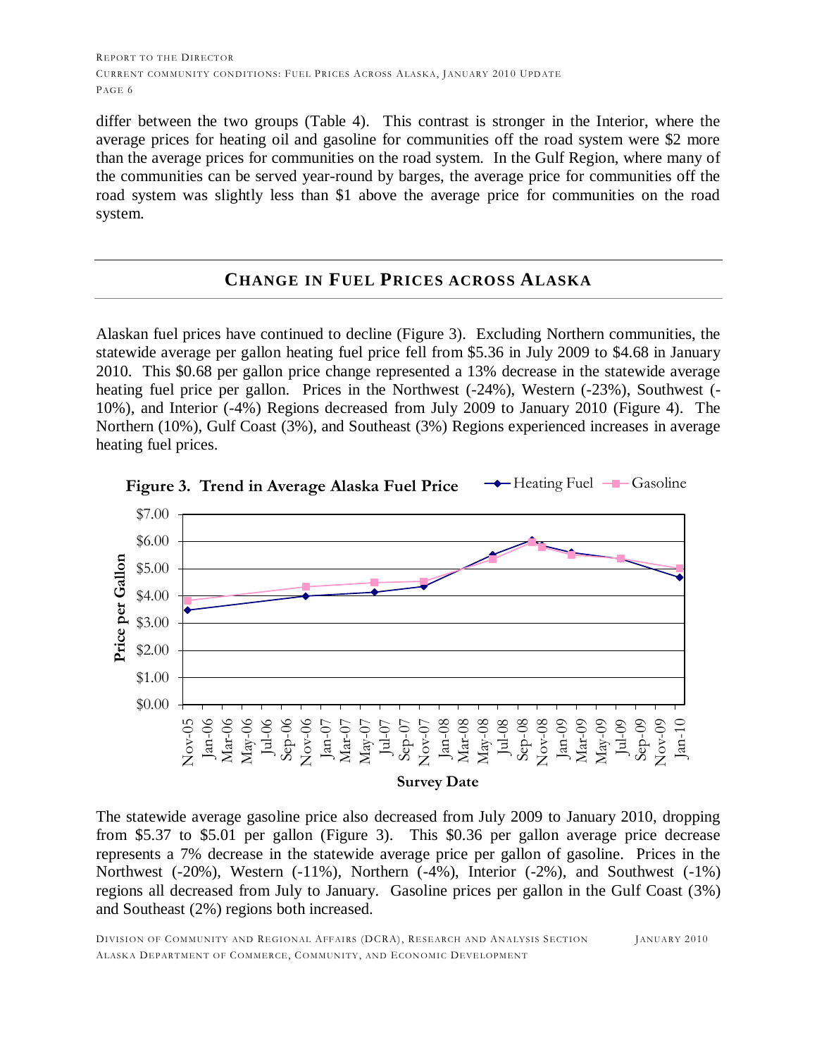differ between the two groups (Table 4). This contrast is stronger in the Interior, where the average prices for heating oil and gasoline for communities off the road system were $2 more than the average prices for communities on the road system. In the Gulf Region, where many of the communities can be served year-round by barges, the average price for communities off the road system was slightly less than $1 above the average price for communities on the road system.

## CHANGE IN FUEL PRICES ACROSS ALASKA

Alaskan fuel prices have continued to decline (Figure 3). Excluding Northern communities, the statewide average per gallon heating fuel price fell from $5.36 in July 2009 to $4.68 in January 2010. This $0.68 per gallon price change represented a 13% decrease in the statewide average heating fuel price per gallon. Prices in the Northwest (-24%), Western (-23%), Southwest (-10%), and Interior (-4%) Regions decreased from July 2009 to January 2010 (Figure 4). The Northern (10%), Gulf Coast (3%), and Southeast (3%) Regions experienced increases in average heating fuel prices.

**Figure 3. Trend in Average Alaska Fuel Price**

The statewide average gasoline price also decreased from July 2009 to January 2010, dropping from $5.37 to $5.01 per gallon (Figure 3). This $0.36 per gallon average price decrease represents a 7% decrease in the statewide average price per gallon of gasoline. Prices in the Northwest (-20%), Western (-11%), Northern (-4%), Interior (-2%), and Southwest (-1%) regions all decreased from July to January. Gasoline prices per gallon in the Gulf Coast (3%) and Southeast (2%) regions both increased.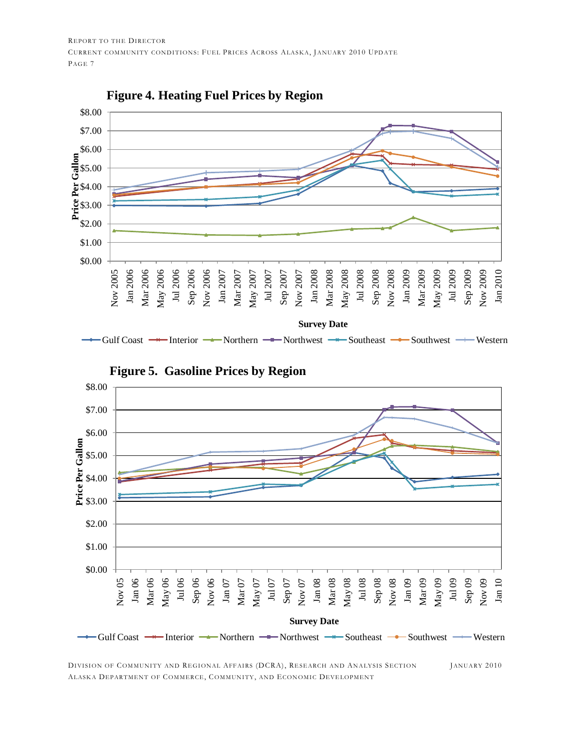**Figure 4. Heating Fuel Prices by Region**

**Figure 5. Gasoline Prices by Region**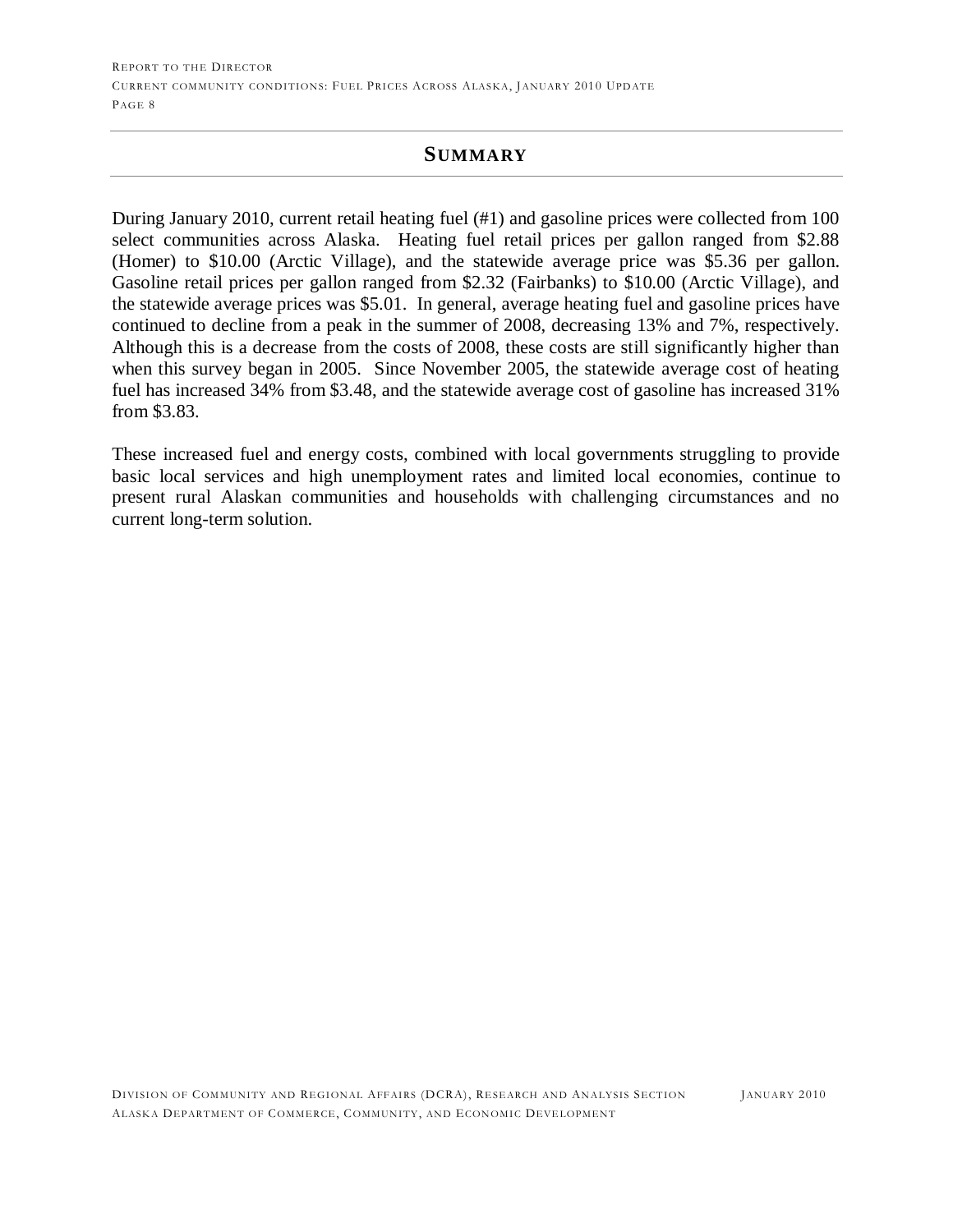## Summary

During January 2010, current retail heating fuel (#1) and gasoline prices were collected from 100 select communities across Alaska. Heating fuel retail prices per gallon ranged from $2.88 (Homer) to $10.00 (Arctic Village), and the statewide average price was $5.36 per gallon. Gasoline retail prices per gallon ranged from $2.32 (Fairbanks) to $10.00 (Arctic Village), and the statewide average prices was $5.01. In general, average heating fuel and gasoline prices have continued to decline from a peak in the summer of 2008, decreasing 13% and 7%, respectively. Although this is a decrease from the costs of 2008, these costs are still significantly higher than when this survey began in 2005. Since November 2005, the statewide average cost of heating fuel has increased 34% from $3.48, and the statewide average cost of gasoline has increased 31% from $3.83.

These increased fuel and energy costs, combined with local governments struggling to provide basic local services and high unemployment rates and limited local economies, continue to present rural Alaskan communities and households with challenging circumstances and no current long-term solution.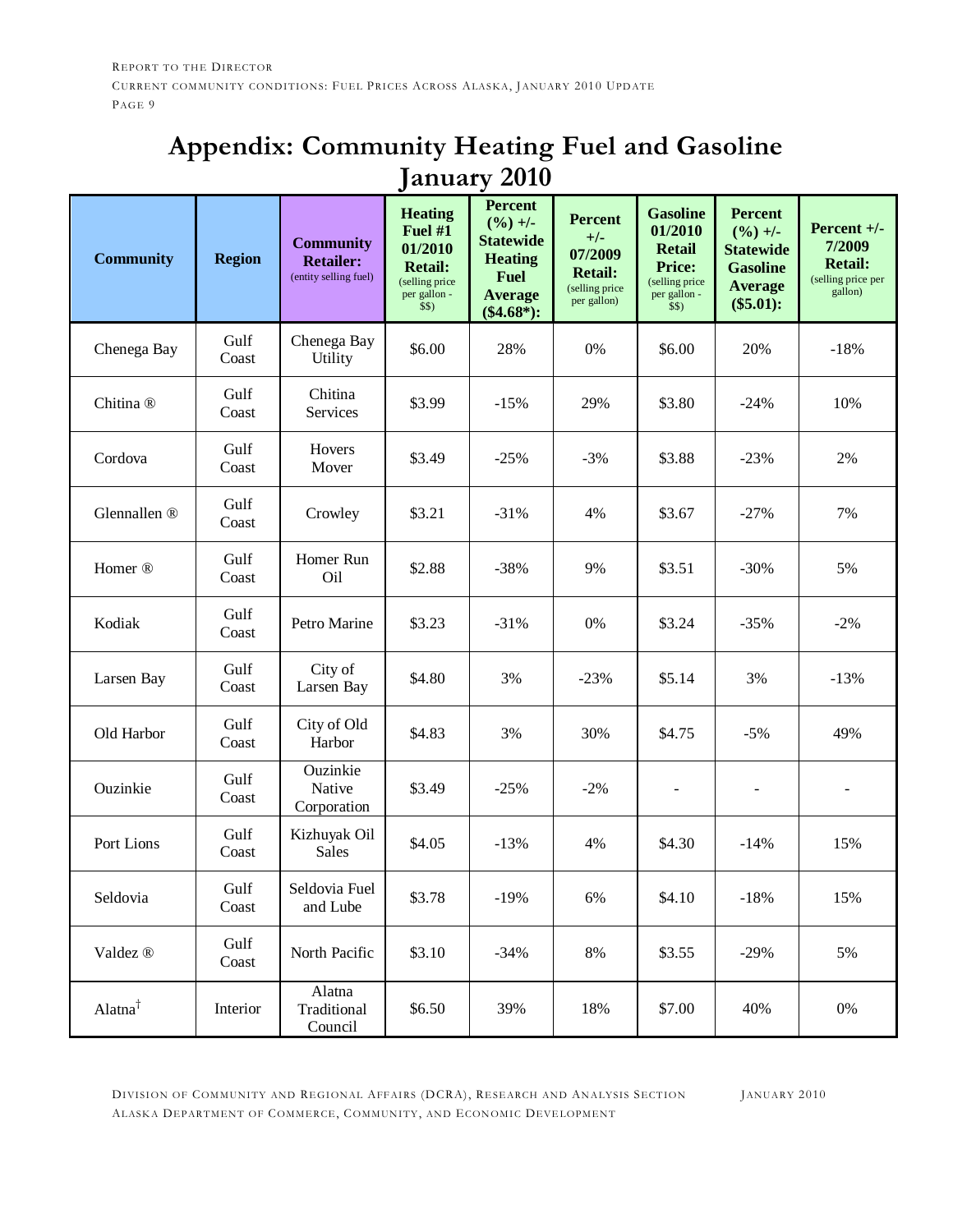# Appendix: Community Heating Fuel and Gasoline January 2010

| Community | Region | Community Retailer: (entity selling fuel) | Heating Fuel #1 01/2010 Retail: (selling price per gallon - $$) | Percent (%) +/- Statewide Heating Fuel Average ($4.68*): | Percent +/- 07/2009 Retail: (selling price per gallon) | Gasoline 01/2010 Retail Price: (selling price per gallon - $$) | Percent (%) +/- Statewide Gasoline Average ($5.01): | Percent +/- 7/2009 Retail: (selling price per gallon) |
|---|---|---|---|---|---|---|---|---|
| Chenega Bay | Gulf Coast | Chenega Bay Utility | $6.00 | 28% | 0% | $6.00 | 20% | -18% |
| Chitina ® | Gulf Coast | Chitina Services | $3.99 | -15% | 29% | $3.80 | -24% | 10% |
| Cordova | Gulf Coast | Hovers Mover | $3.49 | -25% | -3% | $3.88 | -23% | 2% |
| Glennallen ® | Gulf Coast | Crowley | $3.21 | -31% | 4% | $3.67 | -27% | 7% |
| Homer ® | Gulf Coast | Homer Run Oil | $2.88 | -38% | 9% | $3.51 | -30% | 5% |
| Kodiak | Gulf Coast | Petro Marine | $3.23 | -31% | 0% | $3.24 | -35% | -2% |
| Larsen Bay | Gulf Coast | City of Larsen Bay | $4.80 | 3% | -23% | $5.14 | 3% | -13% |
| Old Harbor | Gulf Coast | City of Old Harbor | $4.83 | 3% | 30% | $4.75 | -5% | 49% |
| Ouzinkie | Gulf Coast | Ouzinkie Native Corporation | $3.49 | -25% | -2% | - | - | - |
| Port Lions | Gulf Coast | Kizhuyak Oil Sales | $4.05 | -13% | 4% | $4.30 | -14% | 15% |
| Seldovia | Gulf Coast | Seldovia Fuel and Lube | $3.78 | -19% | 6% | $4.10 | -18% | 15% |
| Valdez ® | Gulf Coast | North Pacific | $3.10 | -34% | 8% | $3.55 | -29% | 5% |
| Alatna† | Interior | Alatna Traditional Council | $6.50 | 39% | 18% | $7.00 | 40% | 0% |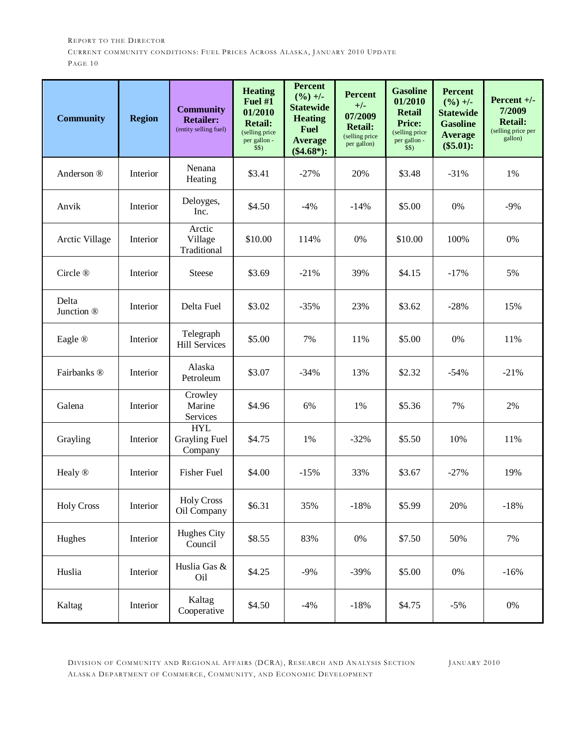| Community | Region | Community Retailer: (entity selling fuel) | Heating Fuel #1 01/2010 Retail: (selling price per gallon - $$) | Percent (%) +/- Statewide Heating Fuel Average ($4.68*): | Percent +/- 07/2009 Retail: (selling price per gallon) | Gasoline 01/2010 Retail Price: (selling price per gallon - $$) | Percent (%) +/- Statewide Gasoline Average ($5.01): | Percent +/- 7/2009 Retail: (selling price per gallon) |
|---|---|---|---|---|---|---|---|---|
| Anderson ® | Interior | Nenana Heating | $3.41 | -27% | 20% | $3.48 | -31% | 1% |
| Anvik | Interior | Deloyges, Inc. | $4.50 | -4% | -14% | $5.00 | 0% | -9% |
| Arctic Village | Interior | Arctic Village Traditional | $10.00 | 114% | 0% | $10.00 | 100% | 0% |
| Circle ® | Interior | Steese | $3.69 | -21% | 39% | $4.15 | -17% | 5% |
| Delta Junction ® | Interior | Delta Fuel | $3.02 | -35% | 23% | $3.62 | -28% | 15% |
| Eagle ® | Interior | Telegraph Hill Services | $5.00 | 7% | 11% | $5.00 | 0% | 11% |
| Fairbanks ® | Interior | Alaska Petroleum | $3.07 | -34% | 13% | $2.32 | -54% | -21% |
| Galena | Interior | Crowley Marine Services | $4.96 | 6% | 1% | $5.36 | 7% | 2% |
| Grayling | Interior | HYL Grayling Fuel Company | $4.75 | 1% | -32% | $5.50 | 10% | 11% |
| Healy ® | Interior | Fisher Fuel | $4.00 | -15% | 33% | $3.67 | -27% | 19% |
| Holy Cross | Interior | Holy Cross Oil Company | $6.31 | 35% | -18% | $5.99 | 20% | -18% |
| Hughes | Interior | Hughes City Council | $8.55 | 83% | 0% | $7.50 | 50% | 7% |
| Huslia | Interior | Huslia Gas & Oil | $4.25 | -9% | -39% | $5.00 | 0% | -16% |
| Kaltag | Interior | Kaltag Cooperative | $4.50 | -4% | -18% | $4.75 | -5% | 0% |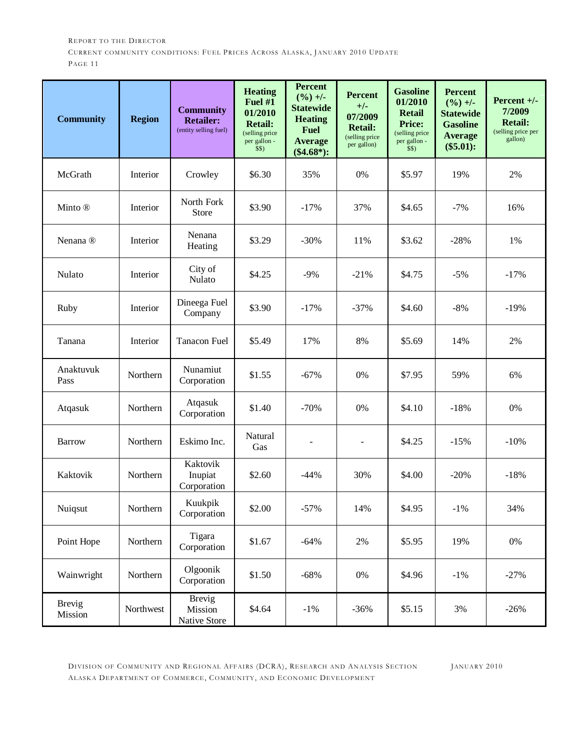| Community | Region | Community Retailer: (entity selling fuel) | Heating Fuel #1 01/2010 Retail: (selling price per gallon - $$) | Percent (%) +/- Statewide Heating Fuel Average ($4.68*): | Percent +/- 07/2009 Retail: (selling price per gallon) | Gasoline 01/2010 Retail Price: (selling price per gallon - $$) | Percent (%) +/- Statewide Gasoline Average ($5.01): | Percent +/- 7/2009 Retail: (selling price per gallon) |
|---|---|---|---|---|---|---|---|---|
| McGrath | Interior | Crowley | $6.30 | 35% | 0% | $5.97 | 19% | 2% |
| Minto ® | Interior | North Fork Store | $3.90 | -17% | 37% | $4.65 | -7% | 16% |
| Nenana ® | Interior | Nenana Heating | $3.29 | -30% | 11% | $3.62 | -28% | 1% |
| Nulato | Interior | City of Nulato | $4.25 | -9% | -21% | $4.75 | -5% | -17% |
| Ruby | Interior | Dineega Fuel Company | $3.90 | -17% | -37% | $4.60 | -8% | -19% |
| Tanana | Interior | Tanacon Fuel | $5.49 | 17% | 8% | $5.69 | 14% | 2% |
| Anaktuvuk Pass | Northern | Nunamiut Corporation | $1.55 | -67% | 0% | $7.95 | 59% | 6% |
| Atqasuk | Northern | Atqasuk Corporation | $1.40 | -70% | 0% | $4.10 | -18% | 0% |
| Barrow | Northern | Eskimo Inc. | Natural Gas | - | - | $4.25 | -15% | -10% |
| Kaktovik | Northern | Kaktovik Inupiat Corporation | $2.60 | -44% | 30% | $4.00 | -20% | -18% |
| Nuiqsut | Northern | Kuukpik Corporation | $2.00 | -57% | 14% | $4.95 | -1% | 34% |
| Point Hope | Northern | Tigara Corporation | $1.67 | -64% | 2% | $5.95 | 19% | 0% |
| Wainwright | Northern | Olgoonik Corporation | $1.50 | -68% | 0% | $4.96 | -1% | -27% |
| Brevig Mission | Northwest | Brevig Mission Native Store | $4.64 | -1% | -36% | $5.15 | 3% | -26% |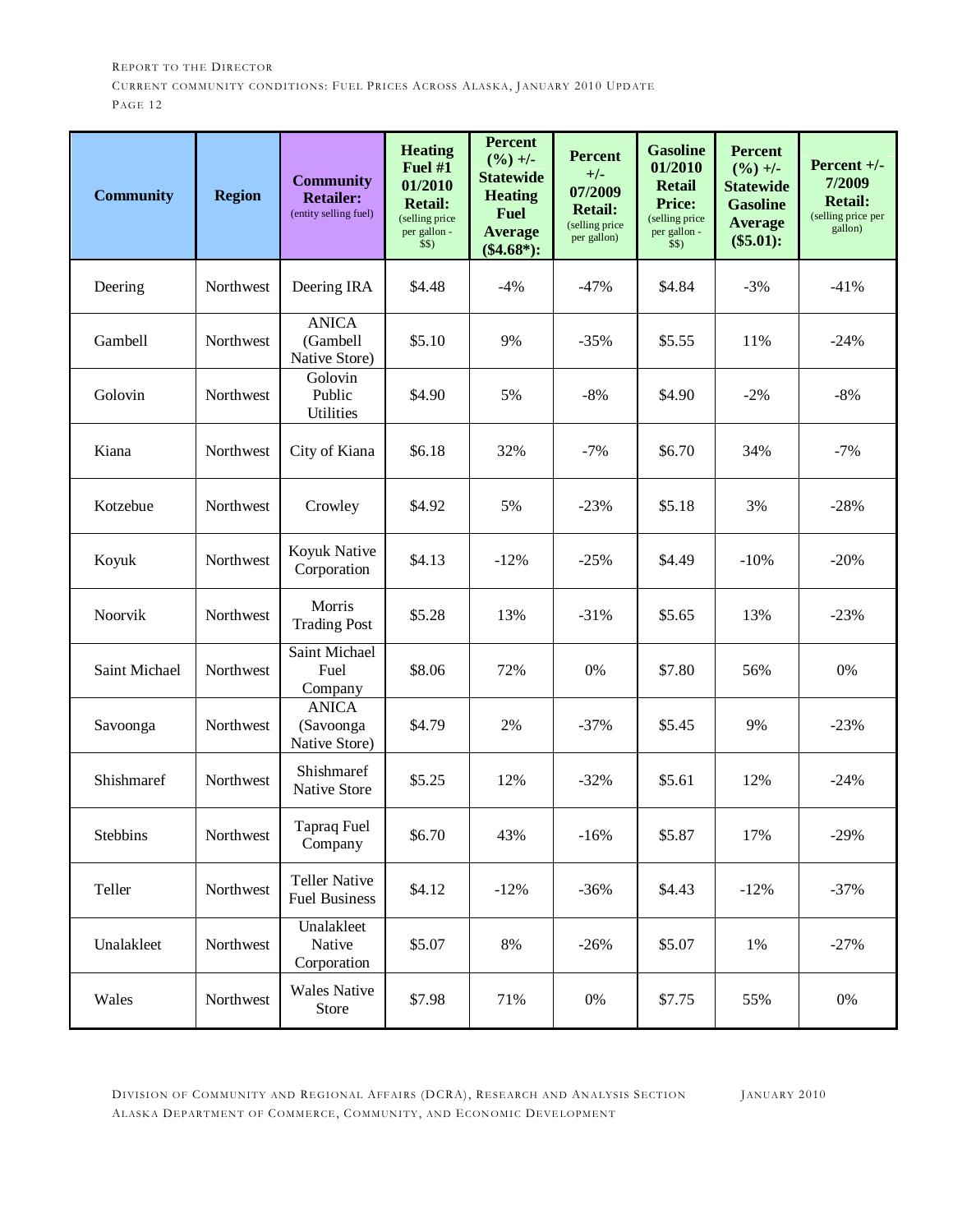| Community | Region | Community Retailer: (entity selling fuel) | Heating Fuel #1 01/2010 Retail: (selling price per gallon - $$) | Percent (%) +/- Statewide Heating Fuel Average ($4.68*): | Percent +/- 07/2009 Retail: (selling price per gallon) | Gasoline 01/2010 Retail Price: (selling price per gallon - $$) | Percent (%) +/- Statewide Gasoline Average ($5.01): | Percent +/- 7/2009 Retail: (selling price per gallon) |
|---|---|---|---|---|---|---|---|---|
| Deering | Northwest | Deering IRA | $4.48 | -4% | -47% | $4.84 | -3% | -41% |
| Gambell | Northwest | ANICA (Gambell Native Store) | $5.10 | 9% | -35% | $5.55 | 11% | -24% |
| Golovin | Northwest | Golovin Public Utilities | $4.90 | 5% | -8% | $4.90 | -2% | -8% |
| Kiana | Northwest | City of Kiana | $6.18 | 32% | -7% | $6.70 | 34% | -7% |
| Kotzebue | Northwest | Crowley | $4.92 | 5% | -23% | $5.18 | 3% | -28% |
| Koyuk | Northwest | Koyuk Native Corporation | $4.13 | -12% | -25% | $4.49 | -10% | -20% |
| Noorvik | Northwest | Morris Trading Post | $5.28 | 13% | -31% | $5.65 | 13% | -23% |
| Saint Michael | Northwest | Saint Michael Fuel Company | $8.06 | 72% | 0% | $7.80 | 56% | 0% |
| Savoonga | Northwest | ANICA (Savoonga Native Store) | $4.79 | 2% | -37% | $5.45 | 9% | -23% |
| Shishmaref | Northwest | Shishmaref Native Store | $5.25 | 12% | -32% | $5.61 | 12% | -24% |
| Stebbins | Northwest | Tapraq Fuel Company | $6.70 | 43% | -16% | $5.87 | 17% | -29% |
| Teller | Northwest | Teller Native Fuel Business | $4.12 | -12% | -36% | $4.43 | -12% | -37% |
| Unalakleet | Northwest | Unalakleet Native Corporation | $5.07 | 8% | -26% | $5.07 | 1% | -27% |
| Wales | Northwest | Wales Native Store | $7.98 | 71% | 0% | $7.75 | 55% | 0% |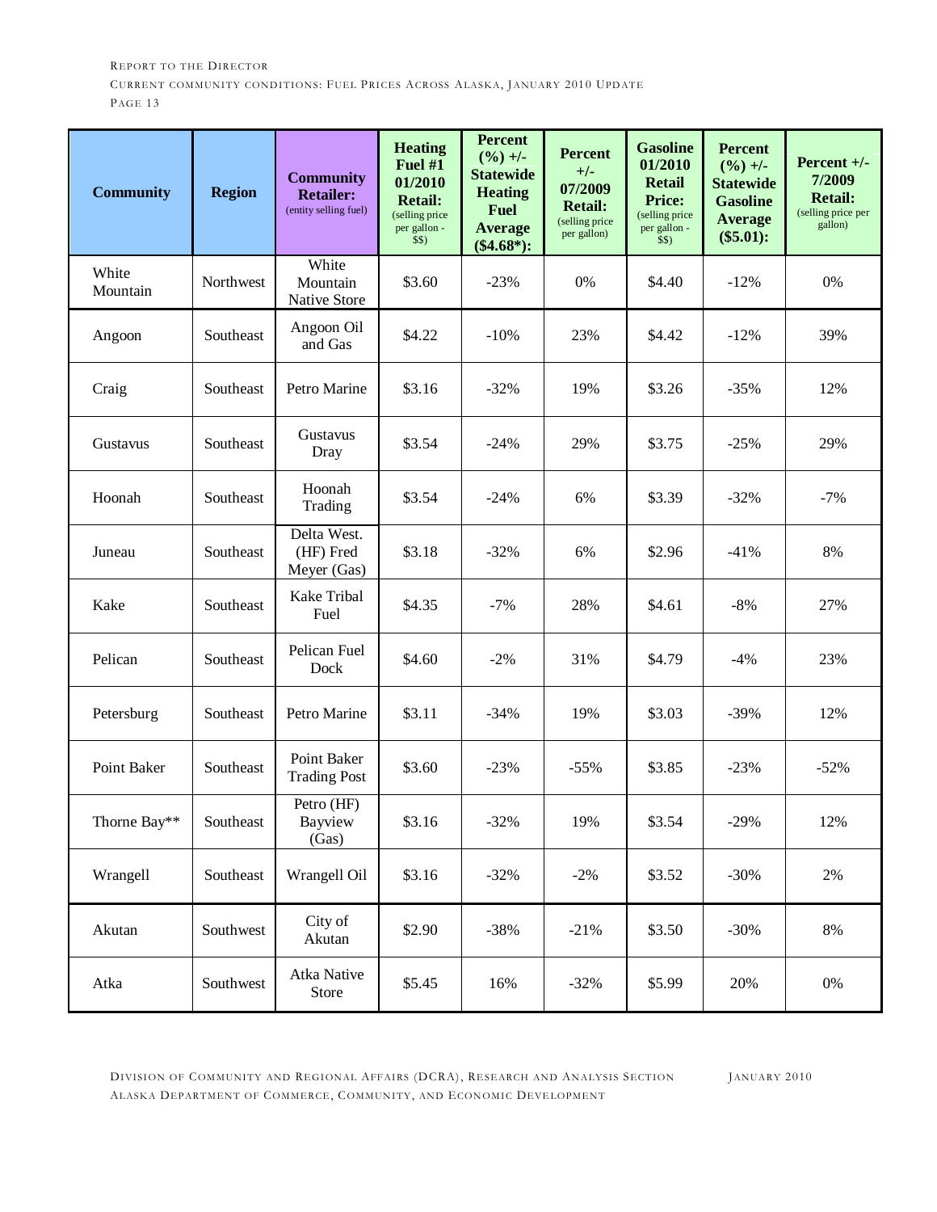| **Community** | **Region** | **Community Retailer:** (entity selling fuel) | **Heating Fuel #1 01/2010 Retail:** (selling price per gallon - $$) | **Percent (%) +/- Statewide Heating Fuel Average ($4.68*):** | **Percent +/- 07/2009 Retail:** (selling price per gallon) | **Gasoline 01/2010 Retail Price:** (selling price per gallon - $$) | **Percent (%) +/- Statewide Gasoline Average ($5.01):** | **Percent +/- 7/2009 Retail:** (selling price per gallon) |
|---|---|---|---|---|---|---|---|---|
| White Mountain | Northwest | White Mountain Native Store | $3.60 | -23% | 0% | $4.40 | -12% | 0% |
| Angoon | Southeast | Angoon Oil and Gas | $4.22 | -10% | 23% | $4.42 | -12% | 39% |
| Craig | Southeast | Petro Marine | $3.16 | -32% | 19% | $3.26 | -35% | 12% |
| Gustavus | Southeast | Gustavus Dray | $3.54 | -24% | 29% | $3.75 | -25% | 29% |
| Hoonah | Southeast | Hoonah Trading | $3.54 | -24% | 6% | $3.39 | -32% | -7% |
| Juneau | Southeast | Delta West. (HF) Fred Meyer (Gas) | $3.18 | -32% | 6% | $2.96 | -41% | 8% |
| Kake | Southeast | Kake Tribal Fuel | $4.35 | -7% | 28% | $4.61 | -8% | 27% |
| Pelican | Southeast | Pelican Fuel Dock | $4.60 | -2% | 31% | $4.79 | -4% | 23% |
| Petersburg | Southeast | Petro Marine | $3.11 | -34% | 19% | $3.03 | -39% | 12% |
| Point Baker | Southeast | Point Baker Trading Post | $3.60 | -23% | -55% | $3.85 | -23% | -52% |
| Thorne Bay** | Southeast | Petro (HF) Bayview (Gas) | $3.16 | -32% | 19% | $3.54 | -29% | 12% |
| Wrangell | Southeast | Wrangell Oil | $3.16 | -32% | -2% | $3.52 | -30% | 2% |
| Akutan | Southwest | City of Akutan | $2.90 | -38% | -21% | $3.50 | -30% | 8% |
| Atka | Southwest | Atka Native Store | $5.45 | 16% | -32% | $5.99 | 20% | 0% |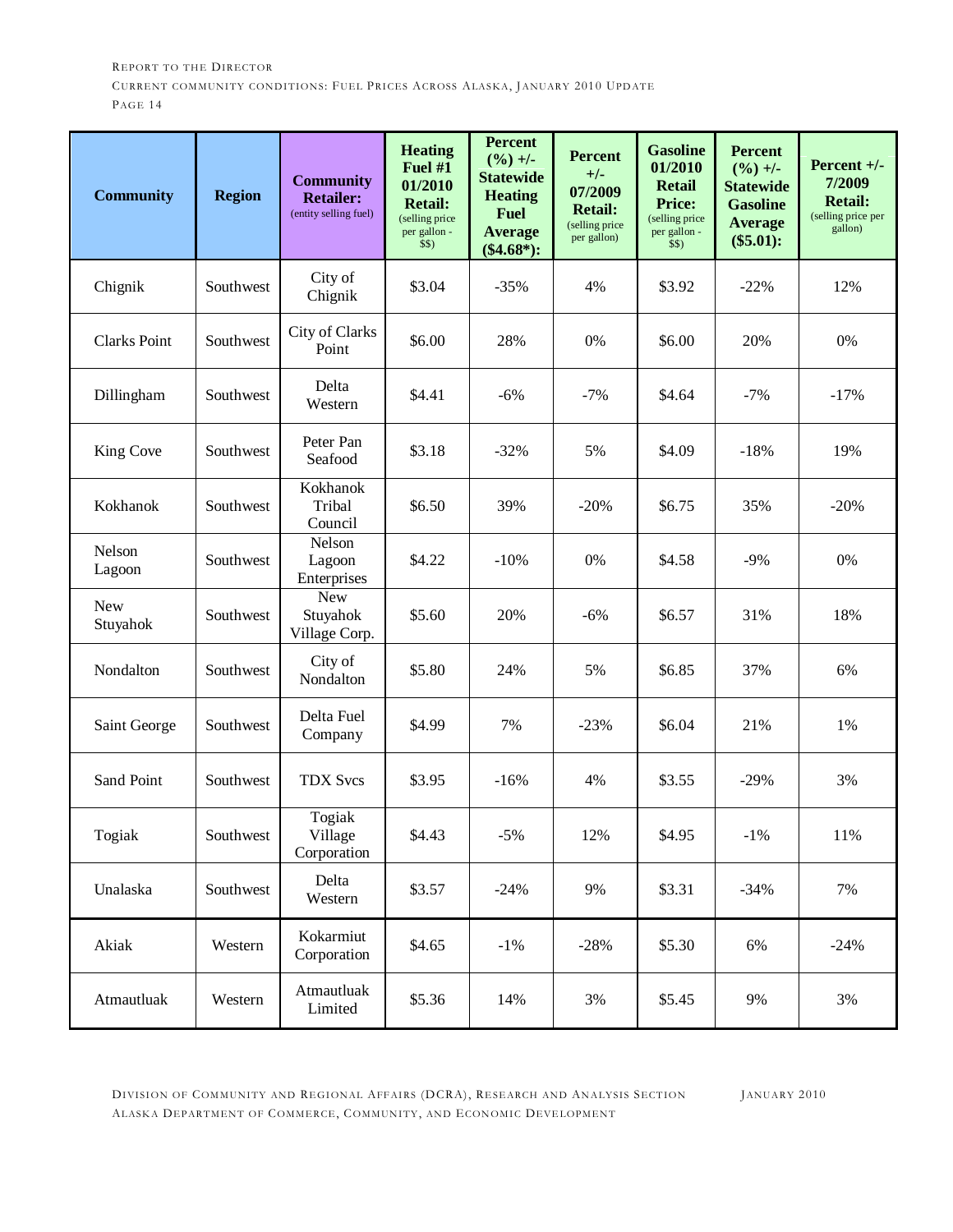| Community | Region | Community Retailer: (entity selling fuel) | Heating Fuel #1 01/2010 Retail: (selling price per gallon - $$) | Percent (%) +/- Statewide Heating Fuel Average ($4.68*): | Percent +/- 07/2009 Retail: (selling price per gallon) | Gasoline 01/2010 Retail Price: (selling price per gallon - $$) | Percent (%) +/- Statewide Gasoline Average ($5.01): | Percent +/- 7/2009 Retail: (selling price per gallon) |
|---|---|---|---|---|---|---|---|---|
| Chignik | Southwest | City of Chignik | $3.04 | -35% | 4% | $3.92 | -22% | 12% |
| Clarks Point | Southwest | City of Clarks Point | $6.00 | 28% | 0% | $6.00 | 20% | 0% |
| Dillingham | Southwest | Delta Western | $4.41 | -6% | -7% | $4.64 | -7% | -17% |
| King Cove | Southwest | Peter Pan Seafood | $3.18 | -32% | 5% | $4.09 | -18% | 19% |
| Kokhanok | Southwest | Kokhanok Tribal Council | $6.50 | 39% | -20% | $6.75 | 35% | -20% |
| Nelson Lagoon | Southwest | Nelson Lagoon Enterprises | $4.22 | -10% | 0% | $4.58 | -9% | 0% |
| New Stuyahok | Southwest | New Stuyahok Village Corp. | $5.60 | 20% | -6% | $6.57 | 31% | 18% |
| Nondalton | Southwest | City of Nondalton | $5.80 | 24% | 5% | $6.85 | 37% | 6% |
| Saint George | Southwest | Delta Fuel Company | $4.99 | 7% | -23% | $6.04 | 21% | 1% |
| Sand Point | Southwest | TDX Svcs | $3.95 | -16% | 4% | $3.55 | -29% | 3% |
| Togiak | Southwest | Togiak Village Corporation | $4.43 | -5% | 12% | $4.95 | -1% | 11% |
| Unalaska | Southwest | Delta Western | $3.57 | -24% | 9% | $3.31 | -34% | 7% |
| Akiak | Western | Kokarmiut Corporation | $4.65 | -1% | -28% | $5.30 | 6% | -24% |
| Atmautluak | Western | Atmautluak Limited | $5.36 | 14% | 3% | $5.45 | 9% | 3% |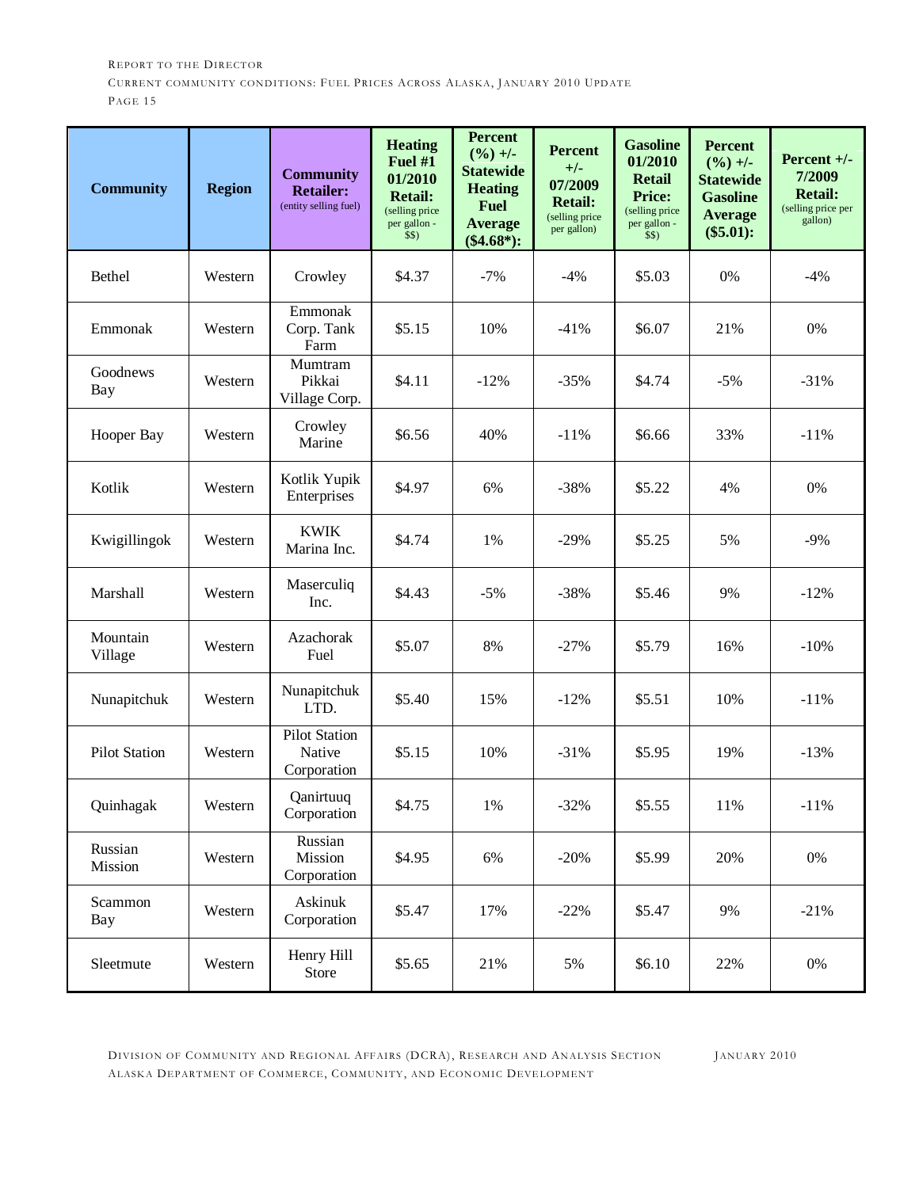| Community | Region | Community Retailer: (entity selling fuel) | Heating Fuel #1 01/2010 Retail: (selling price per gallon - $$) | Percent (%) +/- Statewide Heating Fuel Average ($4.68*): | Percent +/- 07/2009 Retail: (selling price per gallon) | Gasoline 01/2010 Retail Price: (selling price per gallon - $$) | Percent (%) +/- Statewide Gasoline Average ($5.01): | Percent +/- 7/2009 Retail: (selling price per gallon) |
|---|---|---|---|---|---|---|---|---|
| Bethel | Western | Crowley | $4.37 | -7% | -4% | $5.03 | 0% | -4% |
| Emmonak | Western | Emmonak Corp. Tank Farm | $5.15 | 10% | -41% | $6.07 | 21% | 0% |
| Goodnews Bay | Western | Mumtram Pikkai Village Corp. | $4.11 | -12% | -35% | $4.74 | -5% | -31% |
| Hooper Bay | Western | Crowley Marine | $6.56 | 40% | -11% | $6.66 | 33% | -11% |
| Kotlik | Western | Kotlik Yupik Enterprises | $4.97 | 6% | -38% | $5.22 | 4% | 0% |
| Kwigillingok | Western | KWIK Marina Inc. | $4.74 | 1% | -29% | $5.25 | 5% | -9% |
| Marshall | Western | Maserculiq Inc. | $4.43 | -5% | -38% | $5.46 | 9% | -12% |
| Mountain Village | Western | Azachorak Fuel | $5.07 | 8% | -27% | $5.79 | 16% | -10% |
| Nunapitchuk | Western | Nunapitchuk LTD. | $5.40 | 15% | -12% | $5.51 | 10% | -11% |
| Pilot Station | Western | Pilot Station Native Corporation | $5.15 | 10% | -31% | $5.95 | 19% | -13% |
| Quinhagak | Western | Qanirtuuq Corporation | $4.75 | 1% | -32% | $5.55 | 11% | -11% |
| Russian Mission | Western | Russian Mission Corporation | $4.95 | 6% | -20% | $5.99 | 20% | 0% |
| Scammon Bay | Western | Askinuk Corporation | $5.47 | 17% | -22% | $5.47 | 9% | -21% |
| Sleetmute | Western | Henry Hill Store | $5.65 | 21% | 5% | $6.10 | 22% | 0% |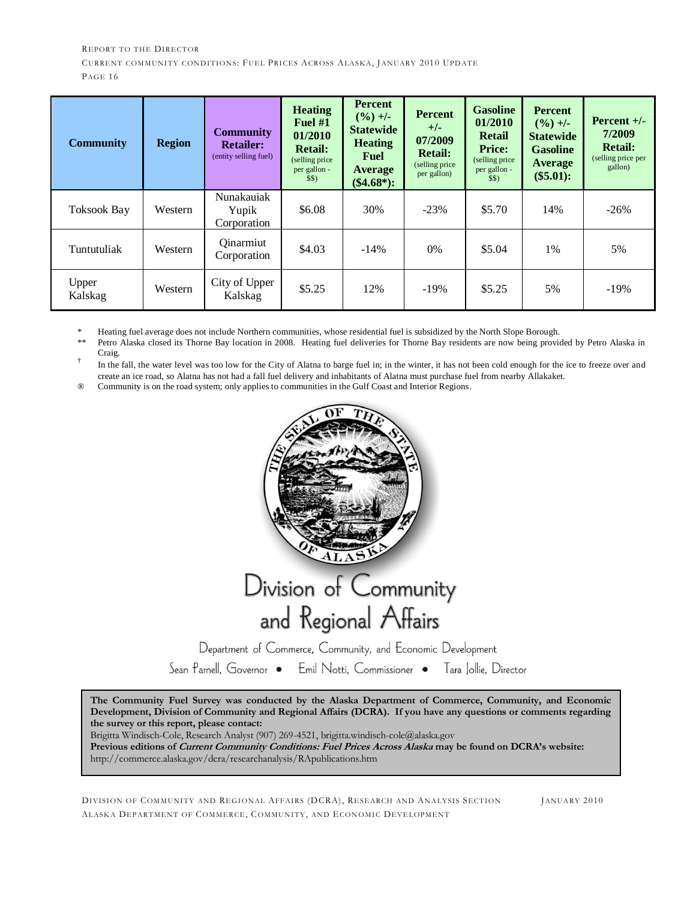| Community | Region | Community Retailer: (entity selling fuel) | Heating Fuel #1 01/2010 Retail: (selling price per gallon - $$) | Percent (%) +/- Statewide Heating Fuel Average ($4.68*): | Percent +/- 07/2009 Retail: (selling price per gallon) | Gasoline 01/2010 Retail Price: (selling price per gallon - $$) | Percent (%) +/- Statewide Gasoline Average ($5.01): | Percent +/- 7/2009 Retail: (selling price per gallon) |
|---|---|---|---|---|---|---|---|---|
| Toksook Bay | Western | Nunakauiak Yupik Corporation | $6.08 | 30% | -23% | $5.70 | 14% | -26% |
| Tuntutuliak | Western | Qinarmiut Corporation | $4.03 | -14% | 0% | $5.04 | 1% | 5% |
| Upper Kalskag | Western | City of Upper Kalskag | $5.25 | 12% | -19% | $5.25 | 5% | -19% |

\* Heating fuel average does not include Northern communities, whose residential fuel is subsidized by the North Slope Borough.

\*\* Petro Alaska closed its Thorne Bay location in 2008. Heating fuel deliveries for Thorne Bay residents are now being provided by Petro Alaska in Craig.

† In the fall, the water level was too low for the City of Alatna to barge fuel in; in the winter, it has not been cold enough for the ice to freeze over and create an ice road, so Alatna has not had a fall fuel delivery and inhabitants of Alatna must purchase fuel from nearby Allakaket.

® Community is on the road system; only applies to communities in the Gulf Coast and Interior Regions.

Division of Community and Regional Affairs

Department of Commerce, Community, and Economic Development

Sean Parnell, Governor • Emil Notti, Commissioner • Tara Jollie, Director

**The Community Fuel Survey was conducted by the Alaska Department of Commerce, Community, and Economic Development, Division of Community and Regional Affairs (DCRA). If you have any questions or comments regarding the survey or this report, please contact:**

Brigitta Windisch-Cole, Research Analyst (907) 269-4521, brigitta.windisch-cole@alaska.gov

**Previous editions of *Current Community Conditions: Fuel Prices Across Alaska* may be found on DCRA's website:**

http://commerce.alaska.gov/dcra/researchanalysis/RApublications.htm